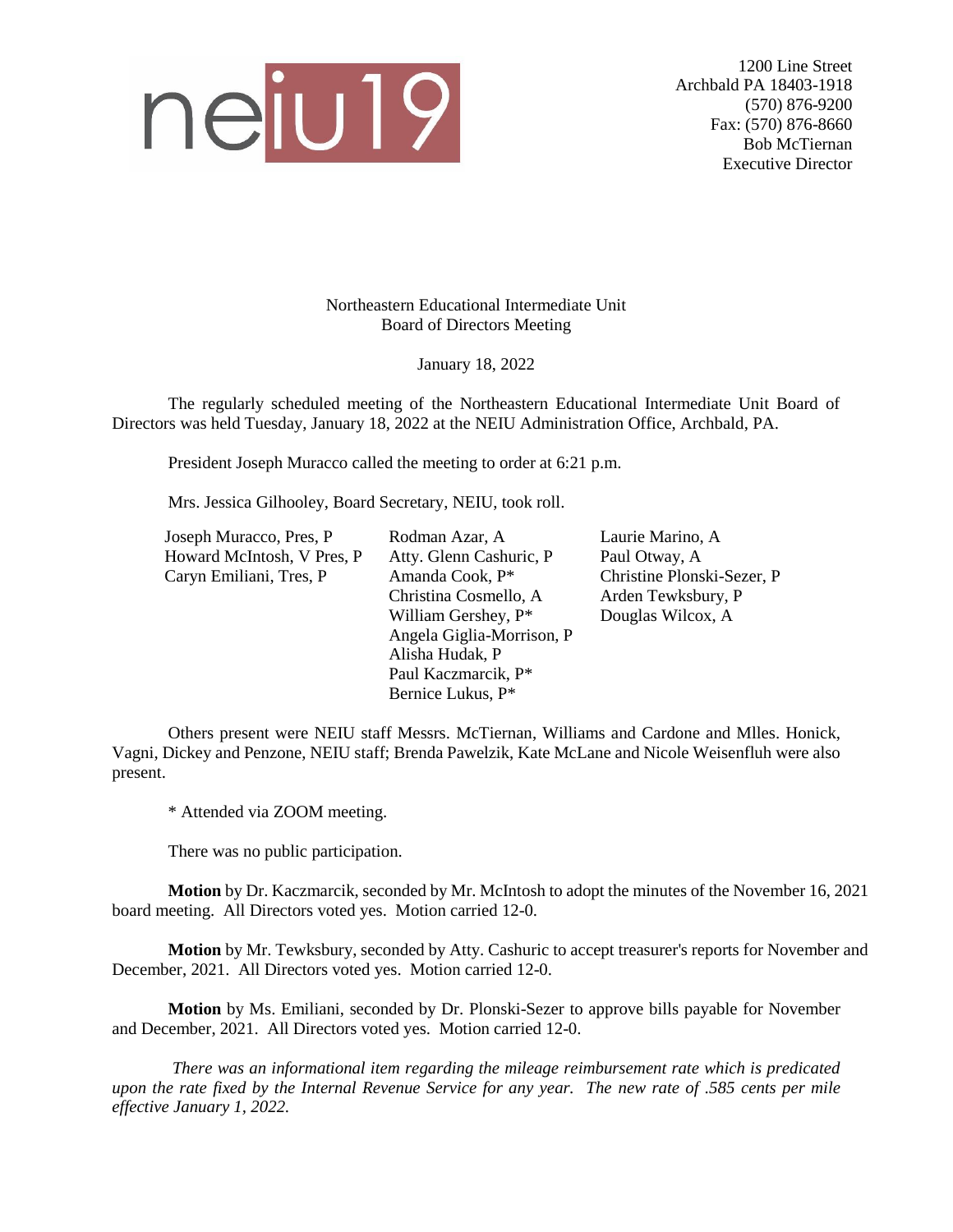neiu19

1200 Line Street
Archbald PA 18403-1918
(570) 876-9200
Fax: (570) 876-8660
Bob McTiernan
Executive Director

Northeastern Educational Intermediate Unit
Board of Directors Meeting

January 18, 2022

The regularly scheduled meeting of the Northeastern Educational Intermediate Unit Board of Directors was held Tuesday, January 18, 2022 at the NEIU Administration Office, Archbald, PA.

President Joseph Muracco called the meeting to order at 6:21 p.m.

Mrs. Jessica Gilhooley, Board Secretary, NEIU, took roll.

Joseph Muracco, Pres, P
Howard McIntosh, V Pres, P
Caryn Emiliani, Tres, P

Rodman Azar, A
Atty. Glenn Cashuric, P
Amanda Cook, P*
Christina Cosmello, A
William Gershey, P*
Angela Giglia-Morrison, P
Alisha Hudak, P
Paul Kaczmarcik, P*
Bernice Lukus, P*

Laurie Marino, A
Paul Otway, A
Christine Plonski-Sezer, P
Arden Tewksbury, P
Douglas Wilcox, A

Others present were NEIU staff Messrs. McTiernan, Williams and Cardone and Mlles. Honick, Vagni, Dickey and Penzone, NEIU staff; Brenda Pawelzik, Kate McLane and Nicole Weisenfluh were also present.

* Attended via ZOOM meeting.

There was no public participation.

**Motion** by Dr. Kaczmarcik, seconded by Mr. McIntosh to adopt the minutes of the November 16, 2021 board meeting. All Directors voted yes. Motion carried 12-0.

**Motion** by Mr. Tewksbury, seconded by Atty. Cashuric to accept treasurer's reports for November and December, 2021. All Directors voted yes. Motion carried 12-0.

**Motion** by Ms. Emiliani, seconded by Dr. Plonski-Sezer to approve bills payable for November and December, 2021. All Directors voted yes. Motion carried 12-0.

*There was an informational item regarding the mileage reimbursement rate which is predicated upon the rate fixed by the Internal Revenue Service for any year. The new rate of .585 cents per mile effective January 1, 2022.*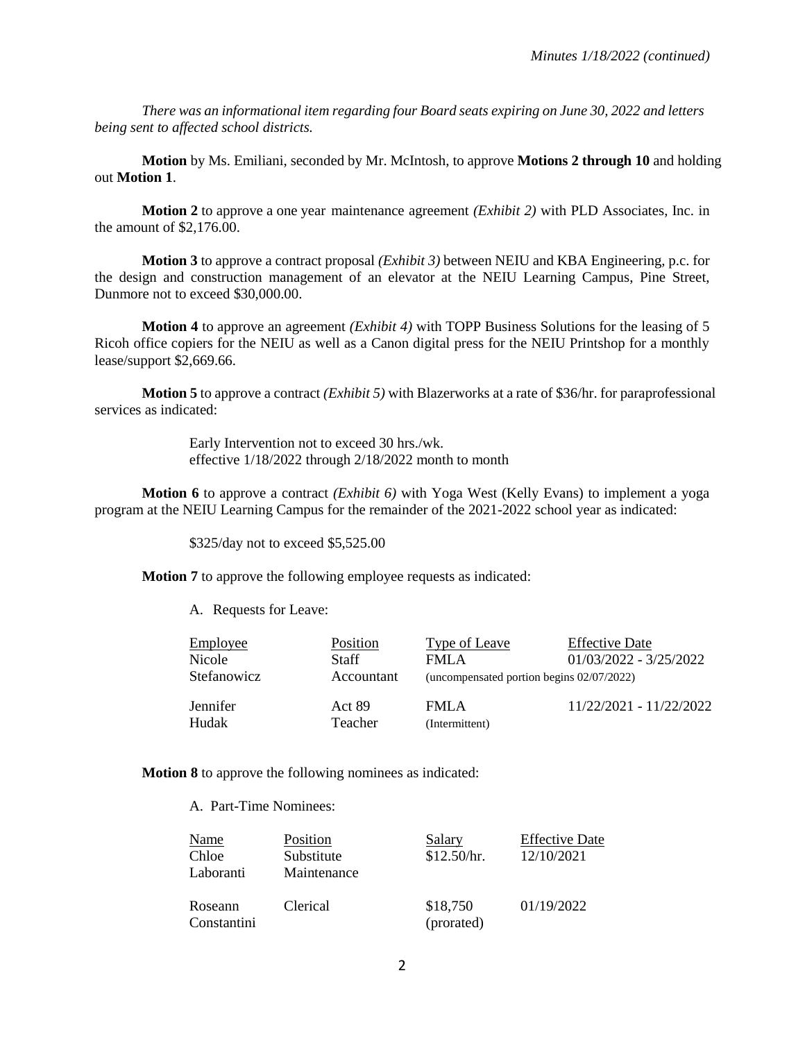*There was an informational item regarding four Board seats expiring on June 30, 2022 and letters being sent to affected school districts.*

**Motion** by Ms. Emiliani, seconded by Mr. McIntosh, to approve **Motions 2 through 10** and holding out **Motion 1**.

**Motion 2** to approve a one year maintenance agreement *(Exhibit 2)* with PLD Associates, Inc. in the amount of $2,176.00.

**Motion 3** to approve a contract proposal *(Exhibit 3)* between NEIU and KBA Engineering, p.c. for the design and construction management of an elevator at the NEIU Learning Campus, Pine Street, Dunmore not to exceed $30,000.00.

**Motion 4** to approve an agreement *(Exhibit 4)* with TOPP Business Solutions for the leasing of 5 Ricoh office copiers for the NEIU as well as a Canon digital press for the NEIU Printshop for a monthly lease/support $2,669.66.

**Motion 5** to approve a contract *(Exhibit 5)* with Blazerworks at a rate of $36/hr. for paraprofessional services as indicated:

Early Intervention not to exceed 30 hrs./wk.
effective 1/18/2022 through 2/18/2022 month to month

**Motion 6** to approve a contract *(Exhibit 6)* with Yoga West (Kelly Evans) to implement a yoga program at the NEIU Learning Campus for the remainder of the 2021-2022 school year as indicated:

$325/day not to exceed $5,525.00

**Motion 7** to approve the following employee requests as indicated:

A. Requests for Leave:

| Employee | Position | Type of Leave | Effective Date |
|---|---|---|---|
| Nicole Stefanowicz | Staff Accountant | FMLA (uncompensated portion begins 02/07/2022) | 01/03/2022 - 3/25/2022 |
| Jennifer Hudak | Act 89 Teacher | FMLA (Intermittent) | 11/22/2021 - 11/22/2022 |

**Motion 8** to approve the following nominees as indicated:

A. Part-Time Nominees:

| Name | Position | Salary | Effective Date |
|---|---|---|---|
| Chloe Laboranti | Substitute Maintenance | $12.50/hr. | 12/10/2021 |
| Roseann Constantini | Clerical | $18,750 (prorated) | 01/19/2022 |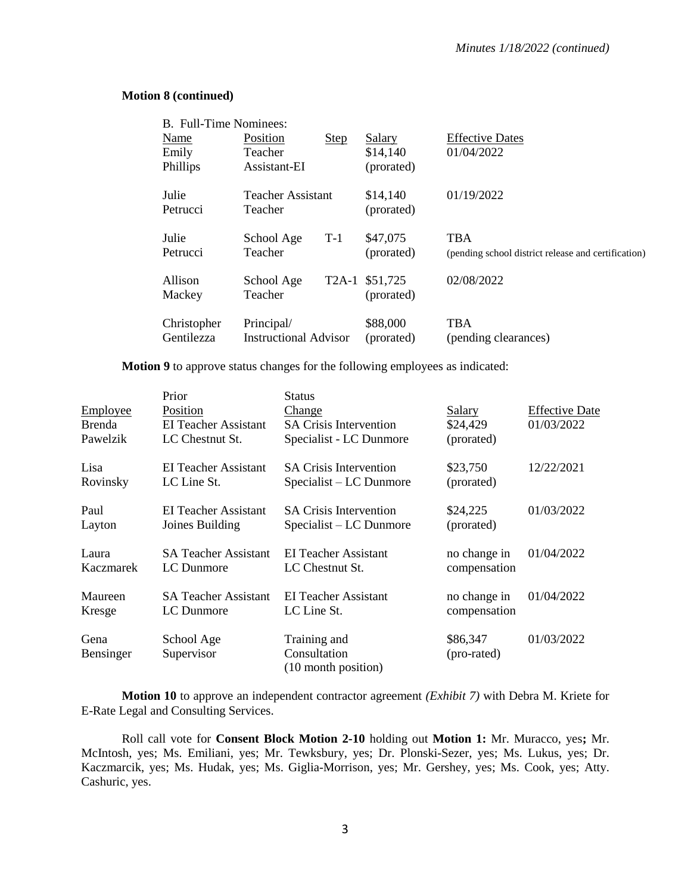**Motion 8 (continued)**

B. Full-Time Nominees:

| Name | Position | Step | Salary | Effective Dates |
|---|---|---|---|---|
| Emily Phillips | Teacher Assistant-EI | | $14,140 (prorated) | 01/04/2022 |
| Julie Petrucci | Teacher Assistant Teacher | | $14,140 (prorated) | 01/19/2022 |
| Julie Petrucci | School Age Teacher | T-1 | $47,075 (prorated) | TBA (pending school district release and certification) |
| Allison Mackey | School Age Teacher | T2A-1 | $51,725 (prorated) | 02/08/2022 |
| Christopher Gentilezza | Principal/ Instructional Advisor | | $88,000 (prorated) | TBA (pending clearances) |

**Motion 9** to approve status changes for the following employees as indicated:

| Employee | Prior Position | Status Change | Salary | Effective Date |
|---|---|---|---|---|
| Brenda Pawelzik | EI Teacher Assistant LC Chestnut St. | SA Crisis Intervention Specialist - LC Dunmore | $24,429 (prorated) | 01/03/2022 |
| Lisa Rovinsky | EI Teacher Assistant LC Line St. | SA Crisis Intervention Specialist – LC Dunmore | $23,750 (prorated) | 12/22/2021 |
| Paul Layton | EI Teacher Assistant Joines Building | SA Crisis Intervention Specialist – LC Dunmore | $24,225 (prorated) | 01/03/2022 |
| Laura Kaczmarek | SA Teacher Assistant LC Dunmore | EI Teacher Assistant LC Chestnut St. | no change in compensation | 01/04/2022 |
| Maureen Kresge | SA Teacher Assistant LC Dunmore | EI Teacher Assistant LC Line St. | no change in compensation | 01/04/2022 |
| Gena Bensinger | School Age Supervisor | Training and Consultation (10 month position) | $86,347 (pro-rated) | 01/03/2022 |

**Motion 10** to approve an independent contractor agreement *(Exhibit 7)* with Debra M. Kriete for E-Rate Legal and Consulting Services.

Roll call vote for **Consent Block Motion 2-10** holding out **Motion 1:** Mr. Muracco, yes**;** Mr. McIntosh, yes; Ms. Emiliani, yes; Mr. Tewksbury, yes; Dr. Plonski-Sezer, yes; Ms. Lukus, yes; Dr. Kaczmarcik, yes; Ms. Hudak, yes; Ms. Giglia-Morrison, yes; Mr. Gershey, yes; Ms. Cook, yes; Atty. Cashuric, yes.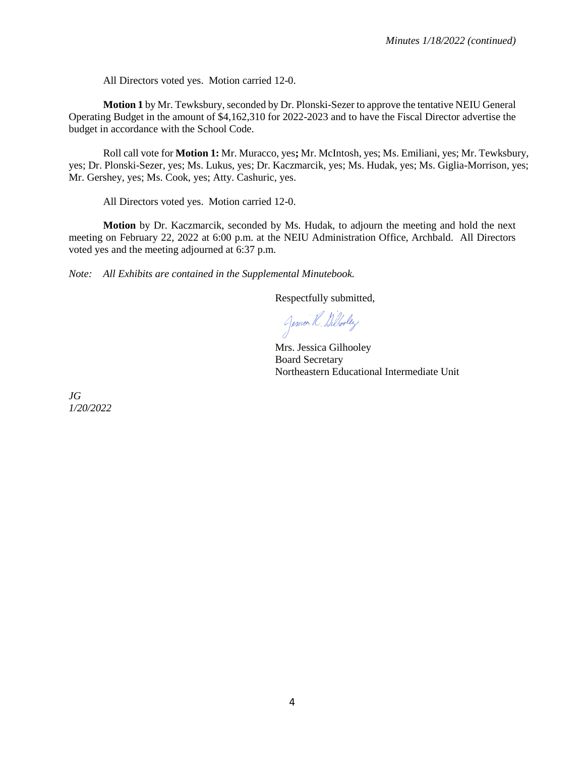All Directors voted yes. Motion carried 12-0.

**Motion 1** by Mr. Tewksbury, seconded by Dr. Plonski-Sezer to approve the tentative NEIU General Operating Budget in the amount of $4,162,310 for 2022-2023 and to have the Fiscal Director advertise the budget in accordance with the School Code.

Roll call vote for **Motion 1:** Mr. Muracco, yes**;** Mr. McIntosh, yes; Ms. Emiliani, yes; Mr. Tewksbury, yes; Dr. Plonski-Sezer, yes; Ms. Lukus, yes; Dr. Kaczmarcik, yes; Ms. Hudak, yes; Ms. Giglia-Morrison, yes; Mr. Gershey, yes; Ms. Cook, yes; Atty. Cashuric, yes.

All Directors voted yes. Motion carried 12-0.

**Motion** by Dr. Kaczmarcik, seconded by Ms. Hudak, to adjourn the meeting and hold the next meeting on February 22, 2022 at 6:00 p.m. at the NEIU Administration Office, Archbald. All Directors voted yes and the meeting adjourned at 6:37 p.m.

*Note: All Exhibits are contained in the Supplemental Minutebook.*

Respectfully submitted,

Jessica K. Gilhooley

Mrs. Jessica Gilhooley
Board Secretary
Northeastern Educational Intermediate Unit

*JG*
*1/20/2022*